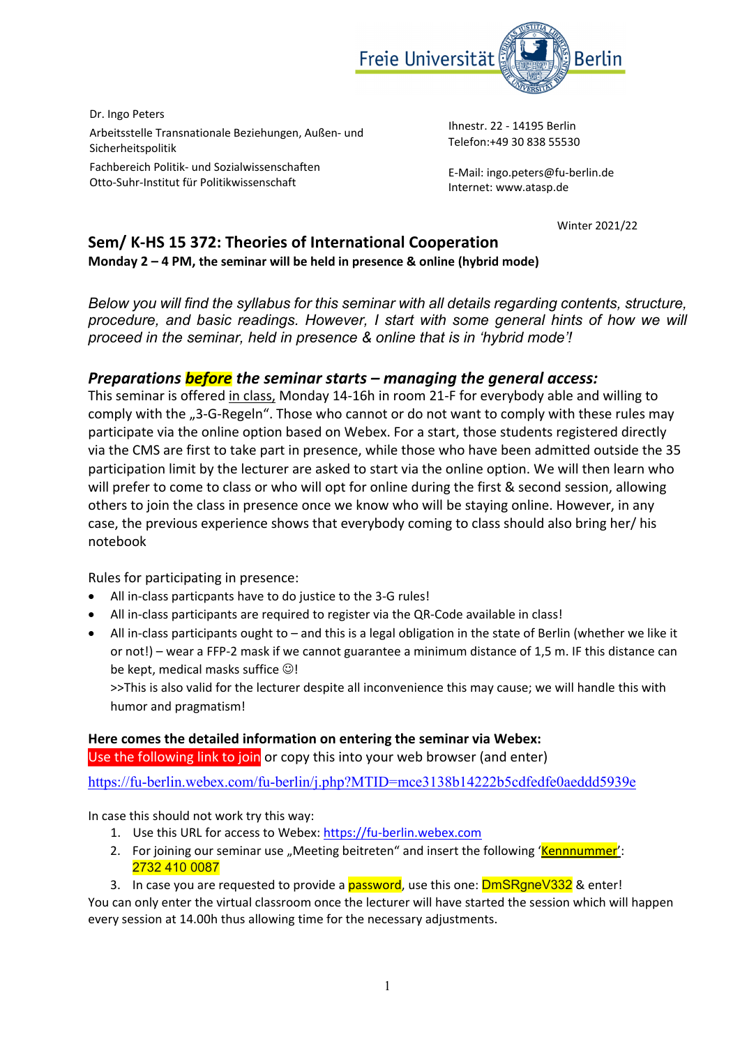Freie Universität Berlin

Dr. Ingo Peters
Arbeitsstelle Transnationale Beziehungen, Außen- und Sicherheitspolitik
Fachbereich Politik- und Sozialwissenschaften
Otto-Suhr-Institut für Politikwissenschaft

Ihnestr. 22 - 14195 Berlin
Telefon:+49 30 838 55530

E-Mail: ingo.peters@fu-berlin.de
Internet: www.atasp.de

Winter 2021/22

## Sem/ K-HS 15 372: Theories of International Cooperation

**Monday 2 – 4 PM, the seminar will be held in presence & online (hybrid mode)**

*Below you will find the syllabus for this seminar with all details regarding contents, structure, procedure, and basic readings. However, I start with some general hints of how we will proceed in the seminar, held in presence & online that is in 'hybrid mode'!*

### *Preparations **before** the seminar starts – managing the general access:*

This seminar is offered in class, Monday 14-16h in room 21-F for everybody able and willing to comply with the „3-G-Regeln". Those who cannot or do not want to comply with these rules may participate via the online option based on Webex. For a start, those students registered directly via the CMS are first to take part in presence, while those who have been admitted outside the 35 participation limit by the lecturer are asked to start via the online option. We will then learn who will prefer to come to class or who will opt for online during the first & second session, allowing others to join the class in presence once we know who will be staying online. However, in any case, the previous experience shows that everybody coming to class should also bring her/ his notebook

Rules for participating in presence:

- All in-class particpants have to do justice to the 3-G rules!
- All in-class participants are required to register via the QR-Code available in class!
- All in-class participants ought to – and this is a legal obligation in the state of Berlin (whether we like it or not!) – wear a FFP-2 mask if we cannot guarantee a minimum distance of 1,5 m. IF this distance can be kept, medical masks suffice ☺!
  >>This is also valid for the lecturer despite all inconvenience this may cause; we will handle this with humor and pragmatism!

**Here comes the detailed information on entering the seminar via Webex:**

Use the following link to join or copy this into your web browser (and enter)

https://fu-berlin.webex.com/fu-berlin/j.php?MTID=mce3138b14222b5cdfedfe0aeddd5939e

In case this should not work try this way:

1. Use this URL for access to Webex: https://fu-berlin.webex.com
2. For joining our seminar use „Meeting beitreten" and insert the following 'Kennnummer': 2732 410 0087
3. In case you are requested to provide a password, use this one: DmSRgneV332 & enter!

You can only enter the virtual classroom once the lecturer will have started the session which will happen every session at 14.00h thus allowing time for the necessary adjustments.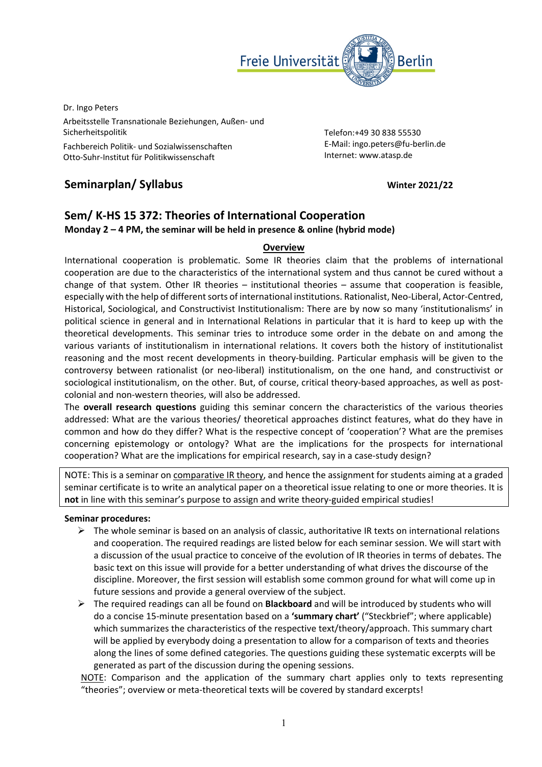Dr. Ingo Peters

Arbeitsstelle Transnationale Beziehungen, Außen- und Sicherheitspolitik

Fachbereich Politik- und Sozialwissenschaften
Otto-Suhr-Institut für Politikwissenschaft

Telefon:+49 30 838 55530
E-Mail: ingo.peters@fu-berlin.de
Internet: www.atasp.de

## Seminarplan/ Syllabus

**Winter 2021/22**

## Sem/ K-HS 15 372: Theories of International Cooperation

**Monday 2 – 4 PM, the seminar will be held in presence & online (hybrid mode)**

### Overview

International cooperation is problematic. Some IR theories claim that the problems of international cooperation are due to the characteristics of the international system and thus cannot be cured without a change of that system. Other IR theories – institutional theories – assume that cooperation is feasible, especially with the help of different sorts of international institutions. Rationalist, Neo-Liberal, Actor-Centred, Historical, Sociological, and Constructivist Institutionalism: There are by now so many 'institutionalisms' in political science in general and in International Relations in particular that it is hard to keep up with the theoretical developments. This seminar tries to introduce some order in the debate on and among the various variants of institutionalism in international relations. It covers both the history of institutionalist reasoning and the most recent developments in theory-building. Particular emphasis will be given to the controversy between rationalist (or neo-liberal) institutionalism, on the one hand, and constructivist or sociological institutionalism, on the other. But, of course, critical theory-based approaches, as well as post-colonial and non-western theories, will also be addressed.

The **overall research questions** guiding this seminar concern the characteristics of the various theories addressed: What are the various theories/ theoretical approaches distinct features, what do they have in common and how do they differ? What is the respective concept of 'cooperation'? What are the premises concerning epistemology or ontology? What are the implications for the prospects for international cooperation? What are the implications for empirical research, say in a case-study design?

NOTE: This is a seminar on comparative IR theory, and hence the assignment for students aiming at a graded seminar certificate is to write an analytical paper on a theoretical issue relating to one or more theories. It is **not** in line with this seminar's purpose to assign and write theory-guided empirical studies!

**Seminar procedures:**

- The whole seminar is based on an analysis of classic, authoritative IR texts on international relations and cooperation. The required readings are listed below for each seminar session. We will start with a discussion of the usual practice to conceive of the evolution of IR theories in terms of debates. The basic text on this issue will provide for a better understanding of what drives the discourse of the discipline. Moreover, the first session will establish some common ground for what will come up in future sessions and provide a general overview of the subject.
- The required readings can all be found on **Blackboard** and will be introduced by students who will do a concise 15-minute presentation based on a **'summary chart'** ("Steckbrief"; where applicable) which summarizes the characteristics of the respective text/theory/approach. This summary chart will be applied by everybody doing a presentation to allow for a comparison of texts and theories along the lines of some defined categories. The questions guiding these systematic excerpts will be generated as part of the discussion during the opening sessions.

NOTE: Comparison and the application of the summary chart applies only to texts representing "theories"; overview or meta-theoretical texts will be covered by standard excerpts!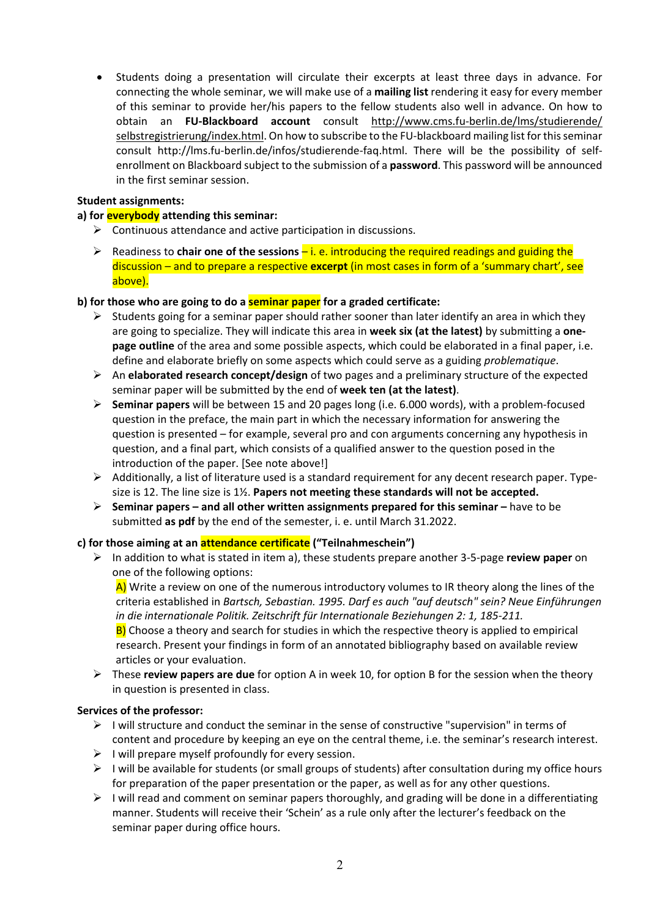- Students doing a presentation will circulate their excerpts at least three days in advance. For connecting the whole seminar, we will make use of a **mailing list** rendering it easy for every member of this seminar to provide her/his papers to the fellow students also well in advance. On how to obtain an **FU-Blackboard account** consult http://www.cms.fu-berlin.de/lms/studierende/selbstregistrierung/index.html. On how to subscribe to the FU-blackboard mailing list for this seminar consult http://lms.fu-berlin.de/infos/studierende-faq.html. There will be the possibility of self-enrollment on Blackboard subject to the submission of a **password**. This password will be announced in the first seminar session.

**Student assignments:**

**a) for everybody attending this seminar:**

- Continuous attendance and active participation in discussions.
- Readiness to **chair one of the sessions** – i. e. introducing the required readings and guiding the discussion – and to prepare a respective **excerpt** (in most cases in form of a 'summary chart', see above).

**b) for those who are going to do a seminar paper for a graded certificate:**

- Students going for a seminar paper should rather sooner than later identify an area in which they are going to specialize. They will indicate this area in **week six (at the latest)** by submitting a **one-page outline** of the area and some possible aspects, which could be elaborated in a final paper, i.e. define and elaborate briefly on some aspects which could serve as a guiding *problematique*.
- An **elaborated research concept/design** of two pages and a preliminary structure of the expected seminar paper will be submitted by the end of **week ten (at the latest)**.
- **Seminar papers** will be between 15 and 20 pages long (i.e. 6.000 words), with a problem-focused question in the preface, the main part in which the necessary information for answering the question is presented – for example, several pro and con arguments concerning any hypothesis in question, and a final part, which consists of a qualified answer to the question posed in the introduction of the paper. [See note above!]
- Additionally, a list of literature used is a standard requirement for any decent research paper. Type-size is 12. The line size is 1½. **Papers not meeting these standards will not be accepted.**
- **Seminar papers – and all other written assignments prepared for this seminar –** have to be submitted **as pdf** by the end of the semester, i. e. until March 31.2022.

**c) for those aiming at an attendance certificate ("Teilnahmeschein")**

- In addition to what is stated in item a), these students prepare another 3-5-page **review paper** on one of the following options:

  A) Write a review on one of the numerous introductory volumes to IR theory along the lines of the criteria established in *Bartsch, Sebastian. 1995. Darf es auch "auf deutsch" sein? Neue Einführungen in die internationale Politik. Zeitschrift für Internationale Beziehungen 2: 1, 185-211.*

  B) Choose a theory and search for studies in which the respective theory is applied to empirical research. Present your findings in form of an annotated bibliography based on available review articles or your evaluation.
- These **review papers are due** for option A in week 10, for option B for the session when the theory in question is presented in class.

**Services of the professor:**

- I will structure and conduct the seminar in the sense of constructive "supervision" in terms of content and procedure by keeping an eye on the central theme, i.e. the seminar's research interest.
- I will prepare myself profoundly for every session.
- I will be available for students (or small groups of students) after consultation during my office hours for preparation of the paper presentation or the paper, as well as for any other questions.
- I will read and comment on seminar papers thoroughly, and grading will be done in a differentiating manner. Students will receive their 'Schein' as a rule only after the lecturer's feedback on the seminar paper during office hours.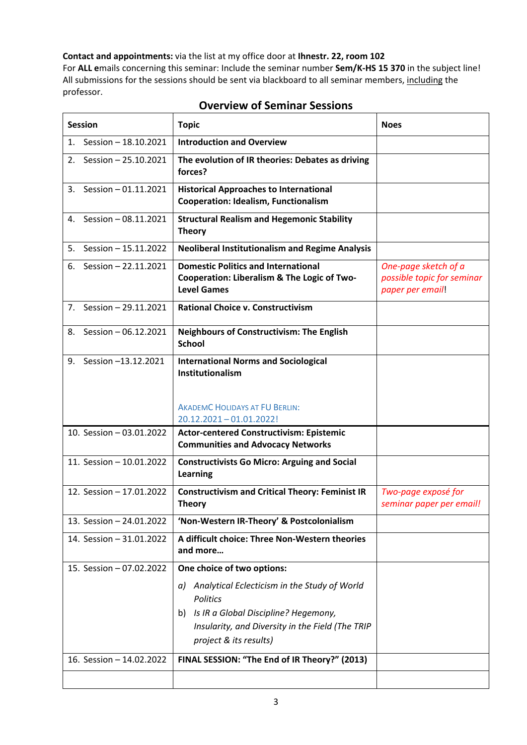**Contact and appointments:** via the list at my office door at **Ihnestr. 22, room 102**
For **ALL e**mails concerning this seminar: Include the seminar number **Sem/K-HS 15 370** in the subject line! All submissions for the sessions should be sent via blackboard to all seminar members, including the professor.

## Overview of Seminar Sessions

| Session | Topic | Noes |
|---|---|---|
| 1. Session – 18.10.2021 | **Introduction and Overview** | |
| 2. Session – 25.10.2021 | **The evolution of IR theories: Debates as driving forces?** | |
| 3. Session – 01.11.2021 | **Historical Approaches to International Cooperation: Idealism, Functionalism** | |
| 4. Session – 08.11.2021 | **Structural Realism and Hegemonic Stability Theory** | |
| 5. Session – 15.11.2022 | **Neoliberal Institutionalism and Regime Analysis** | |
| 6. Session – 22.11.2021 | **Domestic Politics and International Cooperation: Liberalism & The Logic of Two-Level Games** | *One-page sketch of a possible topic for seminar paper per email*! |
| 7. Session – 29.11.2021 | **Rational Choice v. Constructivism** | |
| 8. Session – 06.12.2021 | **Neighbours of Constructivism: The English School** | |
| 9. Session –13.12.2021 | **International Norms and Sociological Institutionalism**<br><br>AKADEMC HOLIDAYS AT FU BERLIN: 20.12.2021 – 01.01.2022! | |
| 10. Session – 03.01.2022 | **Actor-centered Constructivism: Epistemic Communities and Advocacy Networks** | |
| 11. Session – 10.01.2022 | **Constructivists Go Micro: Arguing and Social Learning** | |
| 12. Session – 17.01.2022 | **Constructivism and Critical Theory: Feminist IR Theory** | *Two-page exposé for seminar paper per email!* |
| 13. Session – 24.01.2022 | **'Non-Western IR-Theory' & Postcolonialism** | |
| 14. Session – 31.01.2022 | **A difficult choice: Three Non-Western theories and more…** | |
| 15. Session – 07.02.2022 | **One choice of two options:**<br>*a) Analytical Eclecticism in the Study of World Politics*<br>b) *Is IR a Global Discipline? Hegemony, Insularity, and Diversity in the Field (The TRIP project & its results)* | |
| 16. Session – 14.02.2022 | **FINAL SESSION: "The End of IR Theory?" (2013)** | |
| | | |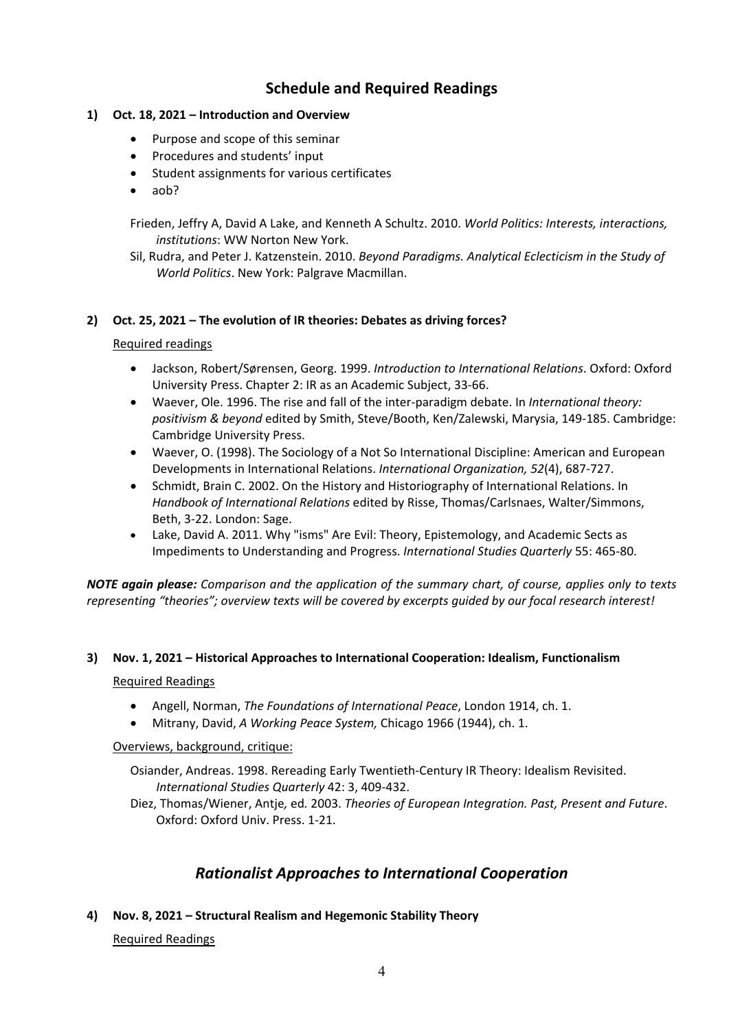## Schedule and Required Readings

### 1) Oct. 18, 2021 – Introduction and Overview

- Purpose and scope of this seminar
- Procedures and students' input
- Student assignments for various certificates
- aob?

Frieden, Jeffry A, David A Lake, and Kenneth A Schultz. 2010. *World Politics: Interests, interactions, institutions*: WW Norton New York.

Sil, Rudra, and Peter J. Katzenstein. 2010. *Beyond Paradigms. Analytical Eclecticism in the Study of World Politics*. New York: Palgrave Macmillan.

### 2) Oct. 25, 2021 – The evolution of IR theories: Debates as driving forces?

Required readings

- Jackson, Robert/Sørensen, Georg. 1999. *Introduction to International Relations*. Oxford: Oxford University Press. Chapter 2: IR as an Academic Subject, 33-66.
- Waever, Ole. 1996. The rise and fall of the inter-paradigm debate. In *International theory: positivism & beyond* edited by Smith, Steve/Booth, Ken/Zalewski, Marysia, 149-185. Cambridge: Cambridge University Press.
- Waever, O. (1998). The Sociology of a Not So International Discipline: American and European Developments in International Relations. *International Organization, 52*(4), 687-727.
- Schmidt, Brain C. 2002. On the History and Historiography of International Relations. In *Handbook of International Relations* edited by Risse, Thomas/Carlsnaes, Walter/Simmons, Beth, 3-22. London: Sage.
- Lake, David A. 2011. Why "isms" Are Evil: Theory, Epistemology, and Academic Sects as Impediments to Understanding and Progress. *International Studies Quarterly* 55: 465-80.

***NOTE again please:*** *Comparison and the application of the summary chart, of course, applies only to texts representing "theories"; overview texts will be covered by excerpts guided by our focal research interest!*

### 3) Nov. 1, 2021 – Historical Approaches to International Cooperation: Idealism, Functionalism

Required Readings

- Angell, Norman, *The Foundations of International Peace*, London 1914, ch. 1.
- Mitrany, David, *A Working Peace System,* Chicago 1966 (1944), ch. 1.

Overviews, background, critique:

Osiander, Andreas. 1998. Rereading Early Twentieth-Century IR Theory: Idealism Revisited. *International Studies Quarterly* 42: 3, 409-432.

Diez, Thomas/Wiener, Antje*,* ed*.* 2003. *Theories of European Integration. Past, Present and Future*. Oxford: Oxford Univ. Press. 1-21.

## *Rationalist Approaches to International Cooperation*

### 4) Nov. 8, 2021 – Structural Realism and Hegemonic Stability Theory

Required Readings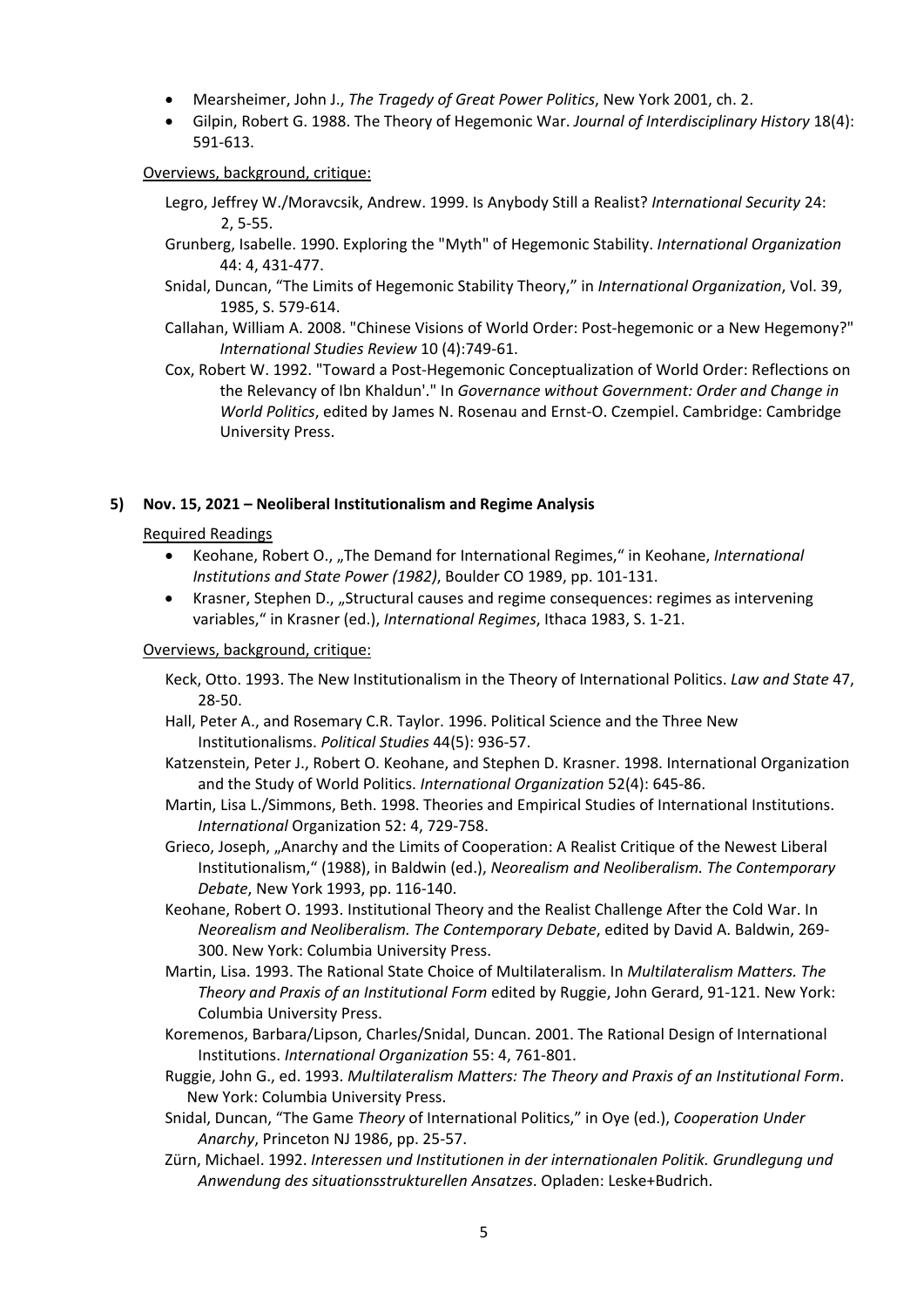- Mearsheimer, John J., *The Tragedy of Great Power Politics*, New York 2001, ch. 2.
- Gilpin, Robert G. 1988. The Theory of Hegemonic War. *Journal of Interdisciplinary History* 18(4): 591-613.

Overviews, background, critique:

Legro, Jeffrey W./Moravcsik, Andrew. 1999. Is Anybody Still a Realist? *International Security* 24: 2, 5-55.

Grunberg, Isabelle. 1990. Exploring the "Myth" of Hegemonic Stability. *International Organization* 44: 4, 431-477.

Snidal, Duncan, "The Limits of Hegemonic Stability Theory," in *International Organization*, Vol. 39, 1985, S. 579-614.

Callahan, William A. 2008. "Chinese Visions of World Order: Post-hegemonic or a New Hegemony?" *International Studies Review* 10 (4):749-61.

Cox, Robert W. 1992. "Toward a Post-Hegemonic Conceptualization of World Order: Reflections on the Relevancy of Ibn Khaldun'." In *Governance without Government: Order and Change in World Politics*, edited by James N. Rosenau and Ernst-O. Czempiel. Cambridge: Cambridge University Press.

### 5) Nov. 15, 2021 – Neoliberal Institutionalism and Regime Analysis

Required Readings

- Keohane, Robert O., „The Demand for International Regimes," in Keohane, *International Institutions and State Power (1982)*, Boulder CO 1989, pp. 101-131.
- Krasner, Stephen D., „Structural causes and regime consequences: regimes as intervening variables," in Krasner (ed.), *International Regimes*, Ithaca 1983, S. 1-21.

Overviews, background, critique:

Keck, Otto. 1993. The New Institutionalism in the Theory of International Politics. *Law and State* 47, 28-50.

Hall, Peter A., and Rosemary C.R. Taylor. 1996. Political Science and the Three New Institutionalisms. *Political Studies* 44(5): 936-57.

Katzenstein, Peter J., Robert O. Keohane, and Stephen D. Krasner. 1998. International Organization and the Study of World Politics. *International Organization* 52(4): 645-86.

Martin, Lisa L./Simmons, Beth. 1998. Theories and Empirical Studies of International Institutions. *International* Organization 52: 4, 729-758.

Grieco, Joseph, „Anarchy and the Limits of Cooperation: A Realist Critique of the Newest Liberal Institutionalism," (1988), in Baldwin (ed.), *Neorealism and Neoliberalism. The Contemporary Debate*, New York 1993, pp. 116-140.

Keohane, Robert O. 1993. Institutional Theory and the Realist Challenge After the Cold War. In *Neorealism and Neoliberalism. The Contemporary Debate*, edited by David A. Baldwin, 269-300. New York: Columbia University Press.

Martin, Lisa. 1993. The Rational State Choice of Multilateralism. In *Multilateralism Matters. The Theory and Praxis of an Institutional Form* edited by Ruggie, John Gerard, 91-121. New York: Columbia University Press.

Koremenos, Barbara/Lipson, Charles/Snidal, Duncan. 2001. The Rational Design of International Institutions. *International Organization* 55: 4, 761-801.

Ruggie, John G., ed. 1993. *Multilateralism Matters: The Theory and Praxis of an Institutional Form*. New York: Columbia University Press.

Snidal, Duncan, "The Game *Theory* of International Politics," in Oye (ed.), *Cooperation Under Anarchy*, Princeton NJ 1986, pp. 25-57.

Zürn, Michael. 1992. *Interessen und Institutionen in der internationalen Politik. Grundlegung und Anwendung des situationsstrukturellen Ansatzes*. Opladen: Leske+Budrich.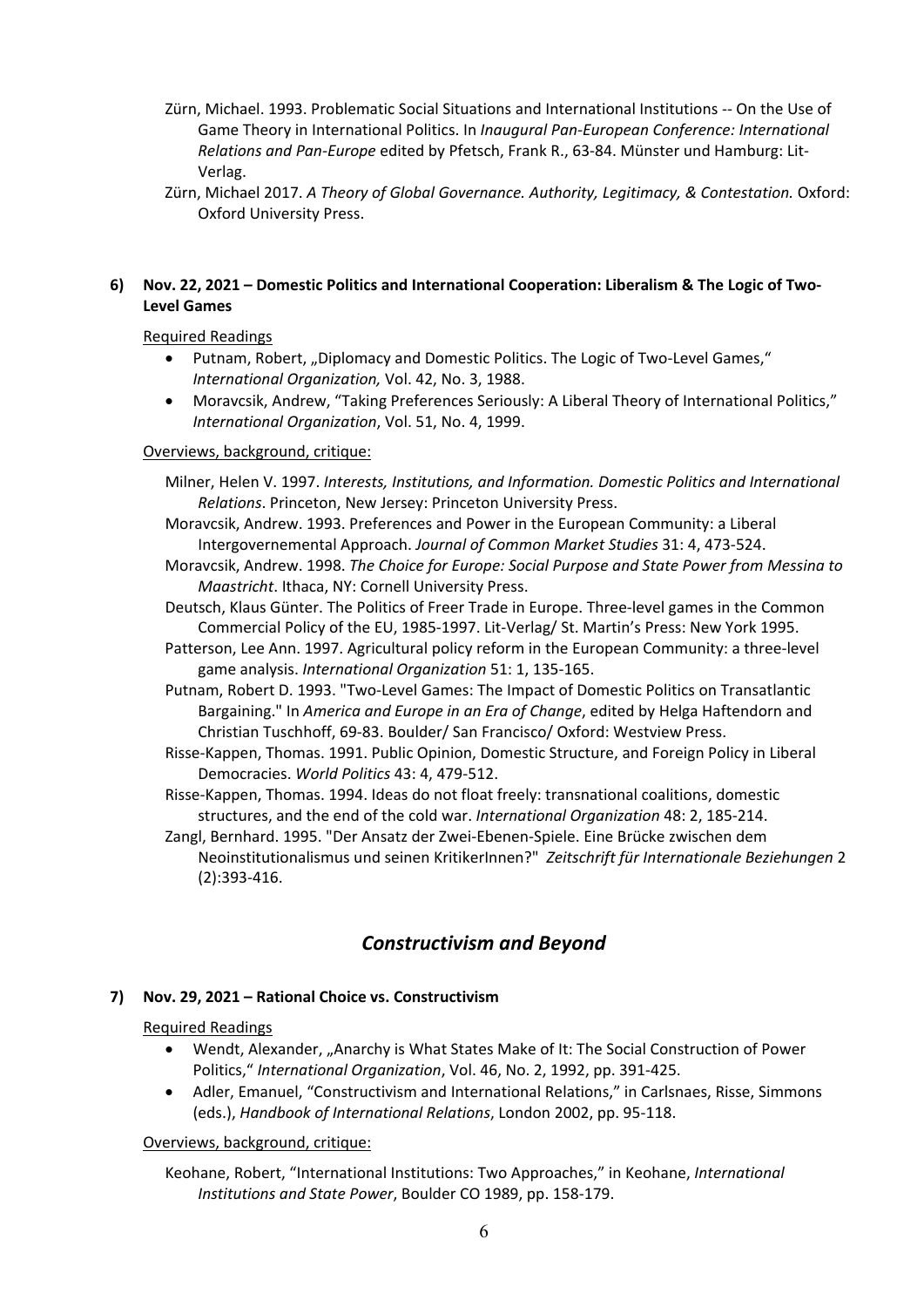Zürn, Michael. 1993. Problematic Social Situations and International Institutions -- On the Use of Game Theory in International Politics. In *Inaugural Pan-European Conference: International Relations and Pan-Europe* edited by Pfetsch, Frank R., 63-84. Münster und Hamburg: Lit-Verlag.

Zürn, Michael 2017. *A Theory of Global Governance. Authority, Legitimacy, & Contestation.* Oxford: Oxford University Press.

**6) Nov. 22, 2021 – Domestic Politics and International Cooperation: Liberalism & The Logic of Two-Level Games**

Required Readings

- Putnam, Robert, „Diplomacy and Domestic Politics. The Logic of Two-Level Games," *International Organization,* Vol. 42, No. 3, 1988.
- Moravcsik, Andrew, "Taking Preferences Seriously: A Liberal Theory of International Politics," *International Organization*, Vol. 51, No. 4, 1999.

Overviews, background, critique:

Milner, Helen V. 1997. *Interests, Institutions, and Information. Domestic Politics and International Relations*. Princeton, New Jersey: Princeton University Press.

Moravcsik, Andrew. 1993. Preferences and Power in the European Community: a Liberal Intergovernemental Approach. *Journal of Common Market Studies* 31: 4, 473-524.

Moravcsik, Andrew. 1998. *The Choice for Europe: Social Purpose and State Power from Messina to Maastricht*. Ithaca, NY: Cornell University Press.

Deutsch, Klaus Günter. The Politics of Freer Trade in Europe. Three-level games in the Common Commercial Policy of the EU, 1985-1997. Lit-Verlag/ St. Martin's Press: New York 1995.

Patterson, Lee Ann. 1997. Agricultural policy reform in the European Community: a three-level game analysis. *International Organization* 51: 1, 135-165.

Putnam, Robert D. 1993. "Two-Level Games: The Impact of Domestic Politics on Transatlantic Bargaining." In *America and Europe in an Era of Change*, edited by Helga Haftendorn and Christian Tuschhoff, 69-83. Boulder/ San Francisco/ Oxford: Westview Press.

Risse-Kappen, Thomas. 1991. Public Opinion, Domestic Structure, and Foreign Policy in Liberal Democracies. *World Politics* 43: 4, 479-512.

Risse-Kappen, Thomas. 1994. Ideas do not float freely: transnational coalitions, domestic structures, and the end of the cold war. *International Organization* 48: 2, 185-214.

Zangl, Bernhard. 1995. "Der Ansatz der Zwei-Ebenen-Spiele. Eine Brücke zwischen dem Neoinstitutionalismus und seinen KritikerInnen?" *Zeitschrift für Internationale Beziehungen* 2 (2):393-416.

## *Constructivism and Beyond*

**7) Nov. 29, 2021 – Rational Choice vs. Constructivism**

Required Readings

- Wendt, Alexander, „Anarchy is What States Make of It: The Social Construction of Power Politics," *International Organization*, Vol. 46, No. 2, 1992, pp. 391-425.
- Adler, Emanuel, "Constructivism and International Relations," in Carlsnaes, Risse, Simmons (eds.), *Handbook of International Relations*, London 2002, pp. 95-118.

Overviews, background, critique:

Keohane, Robert, "International Institutions: Two Approaches," in Keohane, *International Institutions and State Power*, Boulder CO 1989, pp. 158-179.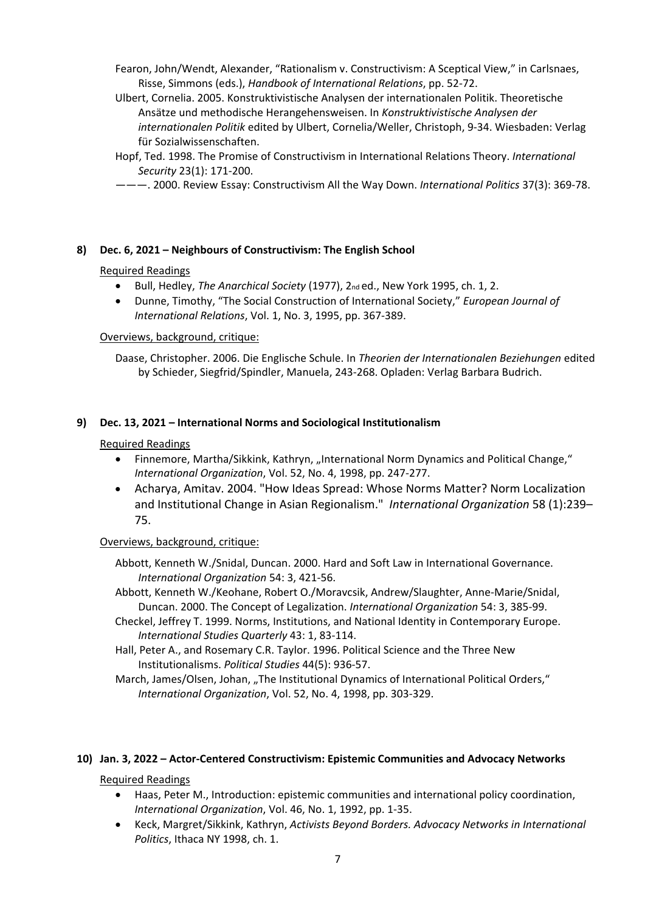Fearon, John/Wendt, Alexander, "Rationalism v. Constructivism: A Sceptical View," in Carlsnaes, Risse, Simmons (eds.), *Handbook of International Relations*, pp. 52-72.

Ulbert, Cornelia. 2005. Konstruktivistische Analysen der internationalen Politik. Theoretische Ansätze und methodische Herangehensweisen. In *Konstruktivistische Analysen der internationalen Politik* edited by Ulbert, Cornelia/Weller, Christoph, 9-34. Wiesbaden: Verlag für Sozialwissenschaften.

Hopf, Ted. 1998. The Promise of Constructivism in International Relations Theory. *International Security* 23(1): 171-200.

———. 2000. Review Essay: Constructivism All the Way Down. *International Politics* 37(3): 369-78.

**8) Dec. 6, 2021 – Neighbours of Constructivism: The English School**

Required Readings

- Bull, Hedley, *The Anarchical Society* (1977), 2nd ed., New York 1995, ch. 1, 2.
- Dunne, Timothy, "The Social Construction of International Society," *European Journal of International Relations*, Vol. 1, No. 3, 1995, pp. 367-389.

Overviews, background, critique:

Daase, Christopher. 2006. Die Englische Schule. In *Theorien der Internationalen Beziehungen* edited by Schieder, Siegfrid/Spindler, Manuela, 243-268. Opladen: Verlag Barbara Budrich.

**9) Dec. 13, 2021 – International Norms and Sociological Institutionalism**

Required Readings

- Finnemore, Martha/Sikkink, Kathryn, „International Norm Dynamics and Political Change," *International Organization*, Vol. 52, No. 4, 1998, pp. 247-277.
- Acharya, Amitav. 2004. "How Ideas Spread: Whose Norms Matter? Norm Localization and Institutional Change in Asian Regionalism." *International Organization* 58 (1):239–75.

Overviews, background, critique:

Abbott, Kenneth W./Snidal, Duncan. 2000. Hard and Soft Law in International Governance. *International Organization* 54: 3, 421-56.

Abbott, Kenneth W./Keohane, Robert O./Moravcsik, Andrew/Slaughter, Anne-Marie/Snidal, Duncan. 2000. The Concept of Legalization. *International Organization* 54: 3, 385-99.

Checkel, Jeffrey T. 1999. Norms, Institutions, and National Identity in Contemporary Europe. *International Studies Quarterly* 43: 1, 83-114.

Hall, Peter A., and Rosemary C.R. Taylor. 1996. Political Science and the Three New Institutionalisms. *Political Studies* 44(5): 936-57.

March, James/Olsen, Johan, „The Institutional Dynamics of International Political Orders," *International Organization*, Vol. 52, No. 4, 1998, pp. 303-329.

**10) Jan. 3, 2022 – Actor-Centered Constructivism: Epistemic Communities and Advocacy Networks**

Required Readings

- Haas, Peter M., Introduction: epistemic communities and international policy coordination, *International Organization*, Vol. 46, No. 1, 1992, pp. 1-35.
- Keck, Margret/Sikkink, Kathryn, *Activists Beyond Borders. Advocacy Networks in International Politics*, Ithaca NY 1998, ch. 1.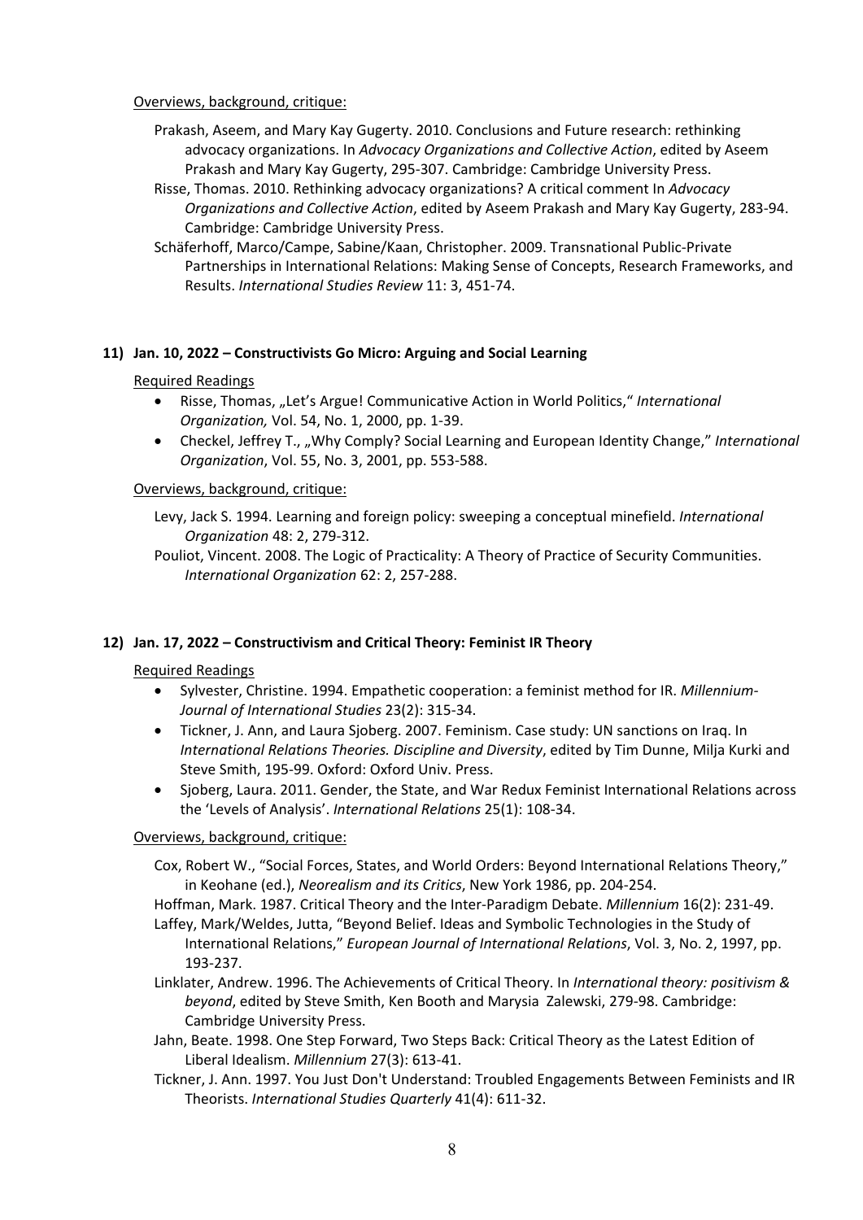Overviews, background, critique:

Prakash, Aseem, and Mary Kay Gugerty. 2010. Conclusions and Future research: rethinking advocacy organizations. In *Advocacy Organizations and Collective Action*, edited by Aseem Prakash and Mary Kay Gugerty, 295-307. Cambridge: Cambridge University Press.

Risse, Thomas. 2010. Rethinking advocacy organizations? A critical comment In *Advocacy Organizations and Collective Action*, edited by Aseem Prakash and Mary Kay Gugerty, 283-94. Cambridge: Cambridge University Press.

Schäferhoff, Marco/Campe, Sabine/Kaan, Christopher. 2009. Transnational Public-Private Partnerships in International Relations: Making Sense of Concepts, Research Frameworks, and Results. *International Studies Review* 11: 3, 451-74.

### 11) Jan. 10, 2022 – Constructivists Go Micro: Arguing and Social Learning

Required Readings

- Risse, Thomas, „Let's Argue! Communicative Action in World Politics," *International Organization,* Vol. 54, No. 1, 2000, pp. 1-39.
- Checkel, Jeffrey T., „Why Comply? Social Learning and European Identity Change," *International Organization*, Vol. 55, No. 3, 2001, pp. 553-588.

Overviews, background, critique:

Levy, Jack S. 1994. Learning and foreign policy: sweeping a conceptual minefield. *International Organization* 48: 2, 279-312.

Pouliot, Vincent. 2008. The Logic of Practicality: A Theory of Practice of Security Communities. *International Organization* 62: 2, 257-288.

### 12) Jan. 17, 2022 – Constructivism and Critical Theory: Feminist IR Theory

Required Readings

- Sylvester, Christine. 1994. Empathetic cooperation: a feminist method for IR. *Millennium-Journal of International Studies* 23(2): 315-34.
- Tickner, J. Ann, and Laura Sjoberg. 2007. Feminism. Case study: UN sanctions on Iraq. In *International Relations Theories. Discipline and Diversity*, edited by Tim Dunne, Milja Kurki and Steve Smith, 195-99. Oxford: Oxford Univ. Press.
- Sjoberg, Laura. 2011. Gender, the State, and War Redux Feminist International Relations across the 'Levels of Analysis'. *International Relations* 25(1): 108-34.

Overviews, background, critique:

Cox, Robert W., "Social Forces, States, and World Orders: Beyond International Relations Theory," in Keohane (ed.), *Neorealism and its Critics*, New York 1986, pp. 204-254.

Hoffman, Mark. 1987. Critical Theory and the Inter-Paradigm Debate. *Millennium* 16(2): 231-49.

Laffey, Mark/Weldes, Jutta, "Beyond Belief. Ideas and Symbolic Technologies in the Study of International Relations," *European Journal of International Relations*, Vol. 3, No. 2, 1997, pp. 193-237.

Linklater, Andrew. 1996. The Achievements of Critical Theory. In *International theory: positivism & beyond*, edited by Steve Smith, Ken Booth and Marysia Zalewski, 279-98. Cambridge: Cambridge University Press.

Jahn, Beate. 1998. One Step Forward, Two Steps Back: Critical Theory as the Latest Edition of Liberal Idealism. *Millennium* 27(3): 613-41.

Tickner, J. Ann. 1997. You Just Don't Understand: Troubled Engagements Between Feminists and IR Theorists. *International Studies Quarterly* 41(4): 611-32.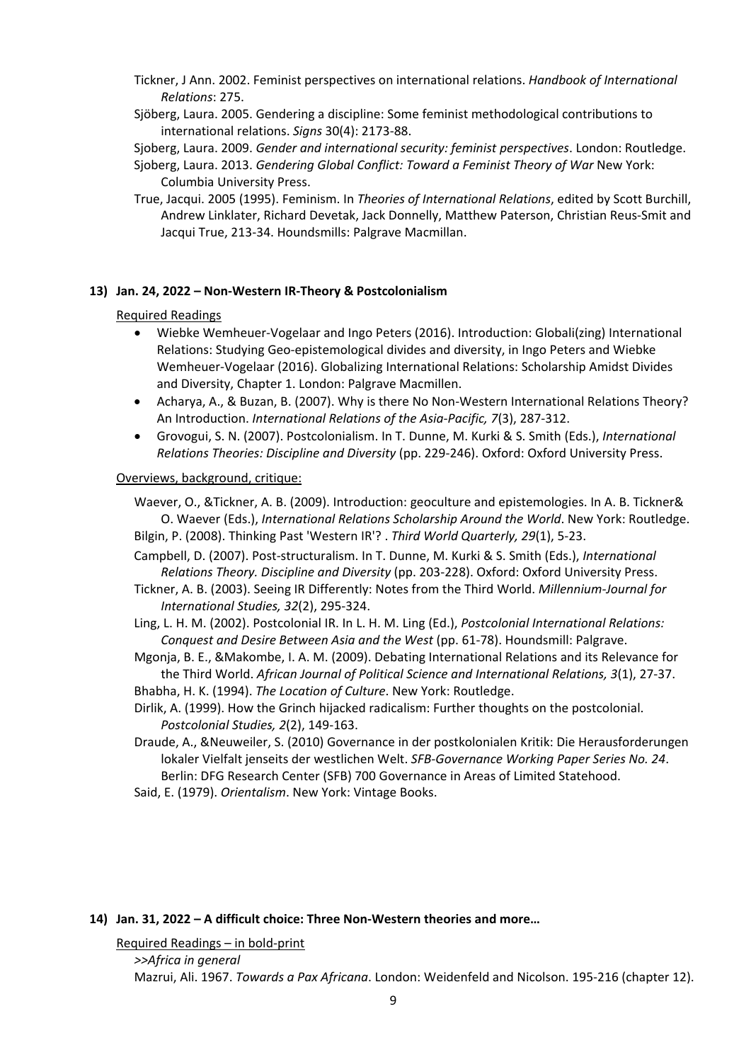Tickner, J Ann. 2002. Feminist perspectives on international relations. *Handbook of International Relations*: 275.

Sjöberg, Laura. 2005. Gendering a discipline: Some feminist methodological contributions to international relations. *Signs* 30(4): 2173-88.

Sjoberg, Laura. 2009. *Gender and international security: feminist perspectives*. London: Routledge.

Sjoberg, Laura. 2013. *Gendering Global Conflict: Toward a Feminist Theory of War* New York: Columbia University Press.

True, Jacqui. 2005 (1995). Feminism. In *Theories of International Relations*, edited by Scott Burchill, Andrew Linklater, Richard Devetak, Jack Donnelly, Matthew Paterson, Christian Reus-Smit and Jacqui True, 213-34. Houndsmills: Palgrave Macmillan.

### 13) Jan. 24, 2022 – Non-Western IR-Theory & Postcolonialism

Required Readings

- Wiebke Wemheuer-Vogelaar and Ingo Peters (2016). Introduction: Globali(zing) International Relations: Studying Geo-epistemological divides and diversity, in Ingo Peters and Wiebke Wemheuer-Vogelaar (2016). Globalizing International Relations: Scholarship Amidst Divides and Diversity, Chapter 1. London: Palgrave Macmillen.
- Acharya, A., & Buzan, B. (2007). Why is there No Non-Western International Relations Theory? An Introduction. *International Relations of the Asia-Pacific, 7*(3), 287-312.
- Grovogui, S. N. (2007). Postcolonialism. In T. Dunne, M. Kurki & S. Smith (Eds.), *International Relations Theories: Discipline and Diversity* (pp. 229-246). Oxford: Oxford University Press.

Overviews, background, critique:

Waever, O., &Tickner, A. B. (2009). Introduction: geoculture and epistemologies. In A. B. Tickner& O. Waever (Eds.), *International Relations Scholarship Around the World*. New York: Routledge.

Bilgin, P. (2008). Thinking Past 'Western IR'? . *Third World Quarterly, 29*(1), 5-23.

Campbell, D. (2007). Post-structuralism. In T. Dunne, M. Kurki & S. Smith (Eds.), *International Relations Theory. Discipline and Diversity* (pp. 203-228). Oxford: Oxford University Press.

Tickner, A. B. (2003). Seeing IR Differently: Notes from the Third World. *Millennium-Journal for International Studies, 32*(2), 295-324.

Ling, L. H. M. (2002). Postcolonial IR. In L. H. M. Ling (Ed.), *Postcolonial International Relations: Conquest and Desire Between Asia and the West* (pp. 61-78). Houndsmill: Palgrave.

Mgonja, B. E., &Makombe, I. A. M. (2009). Debating International Relations and its Relevance for the Third World. *African Journal of Political Science and International Relations, 3*(1), 27-37.

Bhabha, H. K. (1994). *The Location of Culture*. New York: Routledge.

Dirlik, A. (1999). How the Grinch hijacked radicalism: Further thoughts on the postcolonial. *Postcolonial Studies, 2*(2), 149-163.

Draude, A., &Neuweiler, S. (2010) Governance in der postkolonialen Kritik: Die Herausforderungen lokaler Vielfalt jenseits der westlichen Welt. *SFB-Governance Working Paper Series No. 24*. Berlin: DFG Research Center (SFB) 700 Governance in Areas of Limited Statehood.

Said, E. (1979). *Orientalism*. New York: Vintage Books.

### 14) Jan. 31, 2022 – A difficult choice: Three Non-Western theories and more…

Required Readings – in bold-print

*>>Africa in general*

Mazrui, Ali. 1967. *Towards a Pax Africana*. London: Weidenfeld and Nicolson. 195-216 (chapter 12).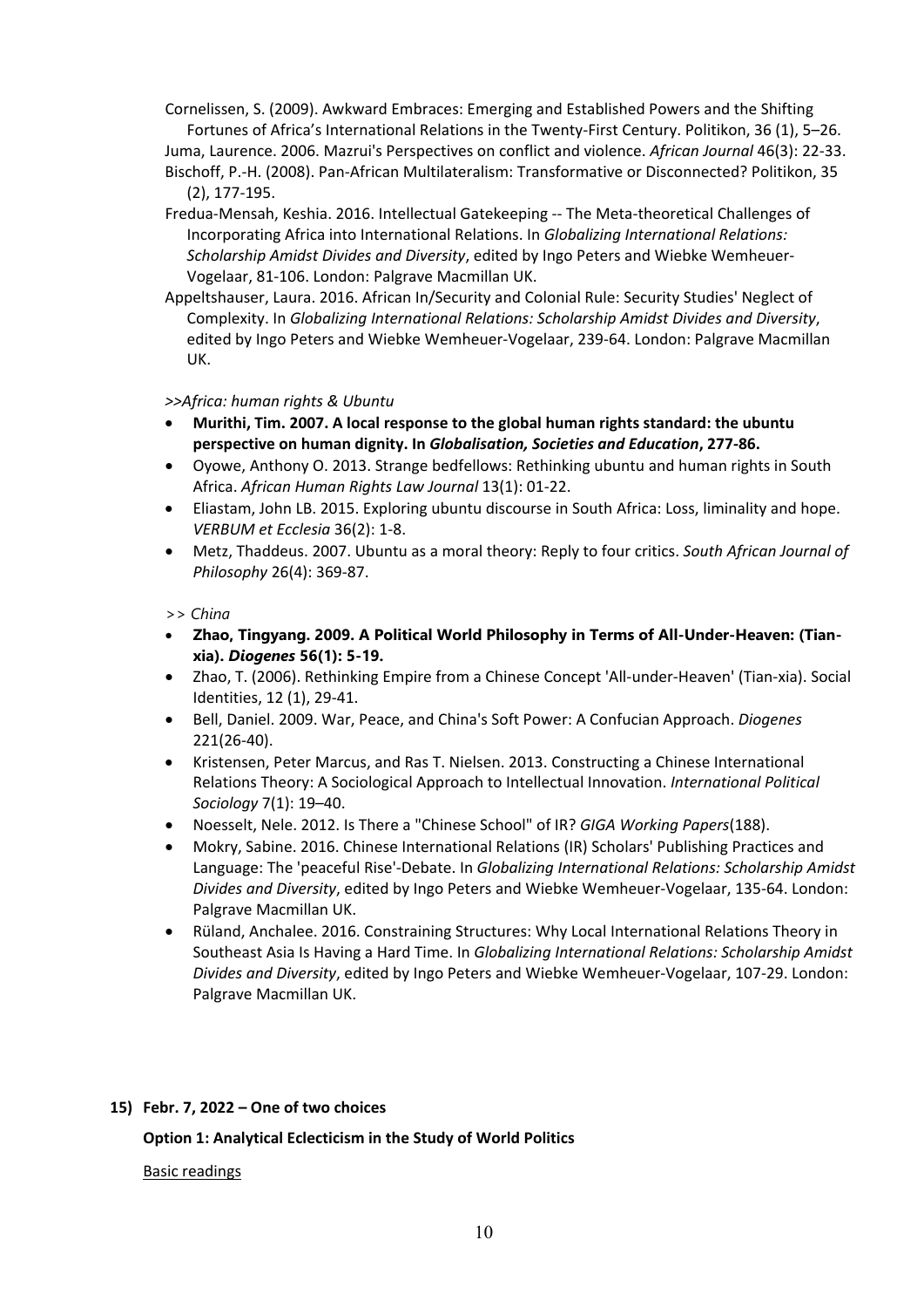Cornelissen, S. (2009). Awkward Embraces: Emerging and Established Powers and the Shifting Fortunes of Africa's International Relations in the Twenty-First Century. Politikon, 36 (1), 5–26.

Juma, Laurence. 2006. Mazrui's Perspectives on conflict and violence. *African Journal* 46(3): 22-33.

Bischoff, P.-H. (2008). Pan-African Multilateralism: Transformative or Disconnected? Politikon, 35 (2), 177-195.

Fredua-Mensah, Keshia. 2016. Intellectual Gatekeeping -- The Meta-theoretical Challenges of Incorporating Africa into International Relations. In *Globalizing International Relations: Scholarship Amidst Divides and Diversity*, edited by Ingo Peters and Wiebke Wemheuer-Vogelaar, 81-106. London: Palgrave Macmillan UK.

Appeltshauser, Laura. 2016. African In/Security and Colonial Rule: Security Studies' Neglect of Complexity. In *Globalizing International Relations: Scholarship Amidst Divides and Diversity*, edited by Ingo Peters and Wiebke Wemheuer-Vogelaar, 239-64. London: Palgrave Macmillan UK.

*>>Africa: human rights & Ubuntu*

- **Murithi, Tim. 2007. A local response to the global human rights standard: the ubuntu perspective on human dignity. In *Globalisation, Societies and Education*, 277-86.**
- Oyowe, Anthony O. 2013. Strange bedfellows: Rethinking ubuntu and human rights in South Africa. *African Human Rights Law Journal* 13(1): 01-22.
- Eliastam, John LB. 2015. Exploring ubuntu discourse in South Africa: Loss, liminality and hope. *VERBUM et Ecclesia* 36(2): 1-8.
- Metz, Thaddeus. 2007. Ubuntu as a moral theory: Reply to four critics. *South African Journal of Philosophy* 26(4): 369-87.

*>> China*

- **Zhao, Tingyang. 2009. A Political World Philosophy in Terms of All-Under-Heaven: (Tian-xia). *Diogenes* 56(1): 5-19.**
- Zhao, T. (2006). Rethinking Empire from a Chinese Concept 'All-under-Heaven' (Tian-xia). Social Identities, 12 (1), 29-41.
- Bell, Daniel. 2009. War, Peace, and China's Soft Power: A Confucian Approach. *Diogenes* 221(26-40).
- Kristensen, Peter Marcus, and Ras T. Nielsen. 2013. Constructing a Chinese International Relations Theory: A Sociological Approach to Intellectual Innovation. *International Political Sociology* 7(1): 19–40.
- Noesselt, Nele. 2012. Is There a "Chinese School" of IR? *GIGA Working Papers*(188).
- Mokry, Sabine. 2016. Chinese International Relations (IR) Scholars' Publishing Practices and Language: The 'peaceful Rise'-Debate. In *Globalizing International Relations: Scholarship Amidst Divides and Diversity*, edited by Ingo Peters and Wiebke Wemheuer-Vogelaar, 135-64. London: Palgrave Macmillan UK.
- Rüland, Anchalee. 2016. Constraining Structures: Why Local International Relations Theory in Southeast Asia Is Having a Hard Time. In *Globalizing International Relations: Scholarship Amidst Divides and Diversity*, edited by Ingo Peters and Wiebke Wemheuer-Vogelaar, 107-29. London: Palgrave Macmillan UK.

**15) Febr. 7, 2022 – One of two choices**

**Option 1: Analytical Eclecticism in the Study of World Politics**

Basic readings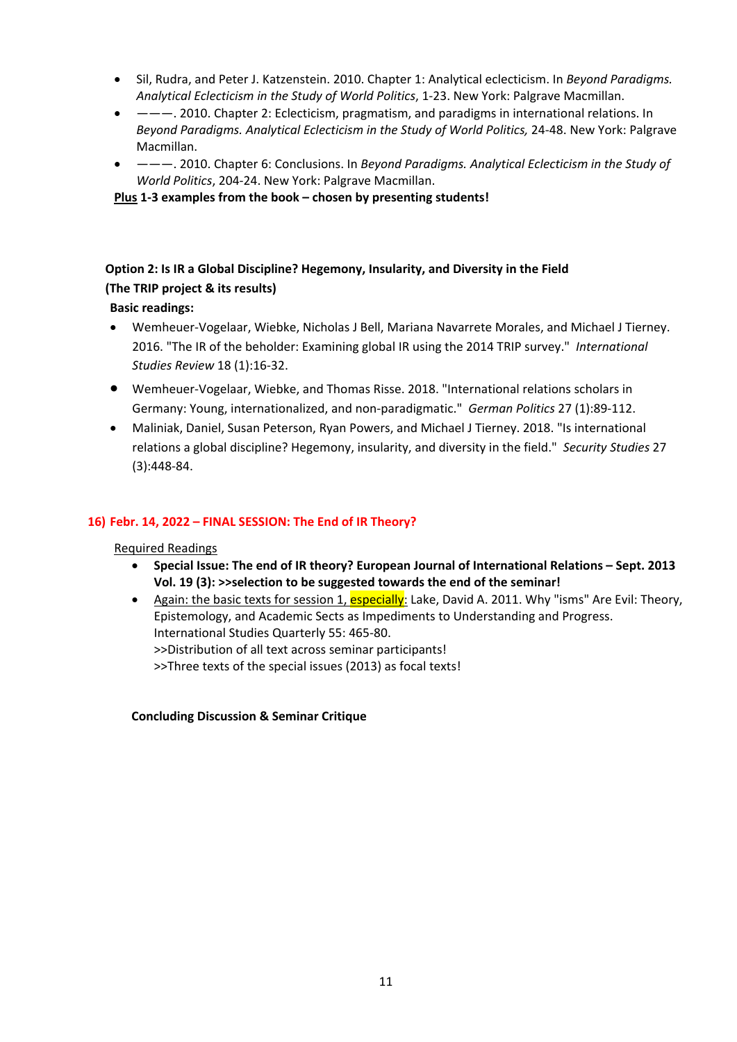- Sil, Rudra, and Peter J. Katzenstein. 2010. Chapter 1: Analytical eclecticism. In *Beyond Paradigms. Analytical Eclecticism in the Study of World Politics*, 1-23. New York: Palgrave Macmillan.
- ———. 2010. Chapter 2: Eclecticism, pragmatism, and paradigms in international relations. In *Beyond Paradigms. Analytical Eclecticism in the Study of World Politics,* 24-48. New York: Palgrave Macmillan.
- ———. 2010. Chapter 6: Conclusions. In *Beyond Paradigms. Analytical Eclecticism in the Study of World Politics*, 204-24. New York: Palgrave Macmillan.

**Plus 1-3 examples from the book – chosen by presenting students!**

**Option 2: Is IR a Global Discipline? Hegemony, Insularity, and Diversity in the Field (The TRIP project & its results)**

**Basic readings:**

- Wemheuer-Vogelaar, Wiebke, Nicholas J Bell, Mariana Navarrete Morales, and Michael J Tierney. 2016. "The IR of the beholder: Examining global IR using the 2014 TRIP survey." *International Studies Review* 18 (1):16-32.
- Wemheuer-Vogelaar, Wiebke, and Thomas Risse. 2018. "International relations scholars in Germany: Young, internationalized, and non-paradigmatic." *German Politics* 27 (1):89-112.
- Maliniak, Daniel, Susan Peterson, Ryan Powers, and Michael J Tierney. 2018. "Is international relations a global discipline? Hegemony, insularity, and diversity in the field." *Security Studies* 27 (3):448-84.

## 16) Febr. 14, 2022 – FINAL SESSION: The End of IR Theory?

Required Readings

- **Special Issue: The end of IR theory? European Journal of International Relations – Sept. 2013 Vol. 19 (3): >>selection to be suggested towards the end of the seminar!**
- Again: the basic texts for session 1, especially: Lake, David A. 2011. Why "isms" Are Evil: Theory, Epistemology, and Academic Sects as Impediments to Understanding and Progress. International Studies Quarterly 55: 465-80.
  >>Distribution of all text across seminar participants!
  >>Three texts of the special issues (2013) as focal texts!

**Concluding Discussion & Seminar Critique**